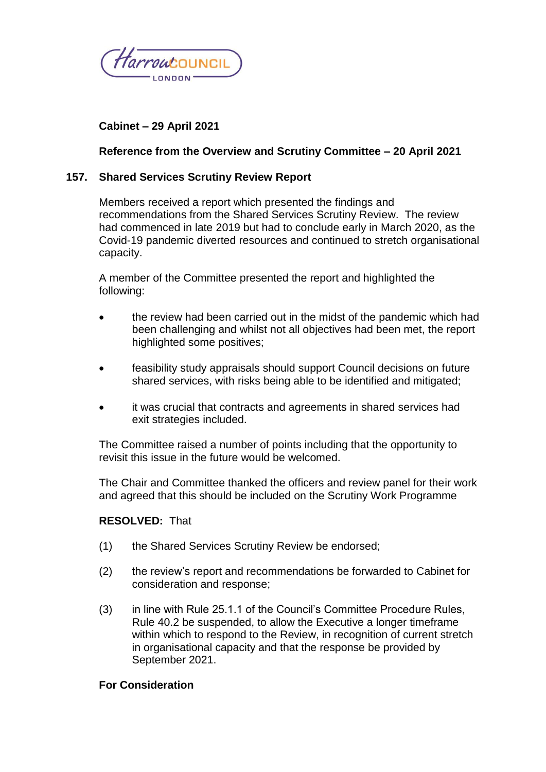**Cabinet – 29 April 2021**

**Reference from the Overview and Scrutiny Committee – 20 April 2021**

## 157. Shared Services Scrutiny Review Report

Members received a report which presented the findings and recommendations from the Shared Services Scrutiny Review. The review had commenced in late 2019 but had to conclude early in March 2020, as the Covid-19 pandemic diverted resources and continued to stretch organisational capacity.

A member of the Committee presented the report and highlighted the following:

- the review had been carried out in the midst of the pandemic which had been challenging and whilst not all objectives had been met, the report highlighted some positives;
- feasibility study appraisals should support Council decisions on future shared services, with risks being able to be identified and mitigated;
- it was crucial that contracts and agreements in shared services had exit strategies included.

The Committee raised a number of points including that the opportunity to revisit this issue in the future would be welcomed.

The Chair and Committee thanked the officers and review panel for their work and agreed that this should be included on the Scrutiny Work Programme

**RESOLVED:** That

(1) the Shared Services Scrutiny Review be endorsed;

(2) the review's report and recommendations be forwarded to Cabinet for consideration and response;

(3) in line with Rule 25.1.1 of the Council's Committee Procedure Rules, Rule 40.2 be suspended, to allow the Executive a longer timeframe within which to respond to the Review, in recognition of current stretch in organisational capacity and that the response be provided by September 2021.

**For Consideration**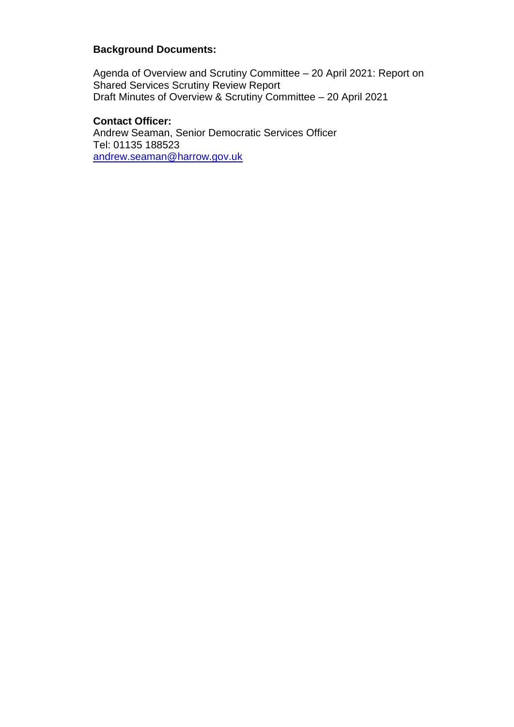**Background Documents:**

Agenda of Overview and Scrutiny Committee – 20 April 2021: Report on Shared Services Scrutiny Review Report
Draft Minutes of Overview & Scrutiny Committee – 20 April 2021

**Contact Officer:**
Andrew Seaman, Senior Democratic Services Officer
Tel: 01135 188523
andrew.seaman@harrow.gov.uk